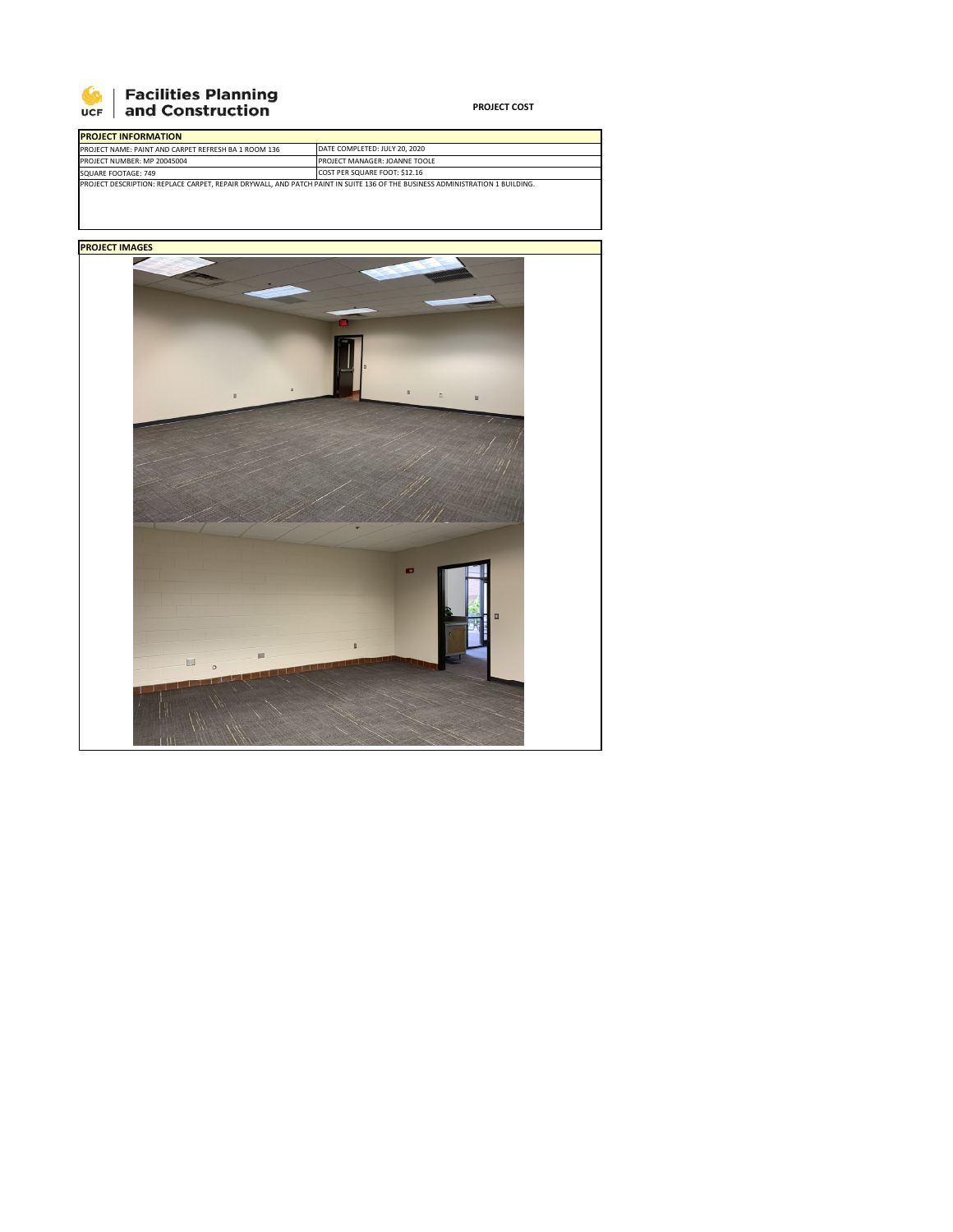**Facilities Planning and Construction**

**PROJECT COST**

| **PROJECT INFORMATION** | |
|---|---|
| PROJECT NAME: PAINT AND CARPET REFRESH BA 1 ROOM 136 | DATE COMPLETED: JULY 20, 2020 |
| PROJECT NUMBER: MP 20045004 | PROJECT MANAGER: JOANNE TOOLE |
| SQUARE FOOTAGE: 749 | COST PER SQUARE FOOT: $12.16 |
| PROJECT DESCRIPTION: REPLACE CARPET, REPAIR DRYWALL, AND PATCH PAINT IN SUITE 136 OF THE BUSINESS ADMINISTRATION 1 BUILDING. | |

**PROJECT IMAGES**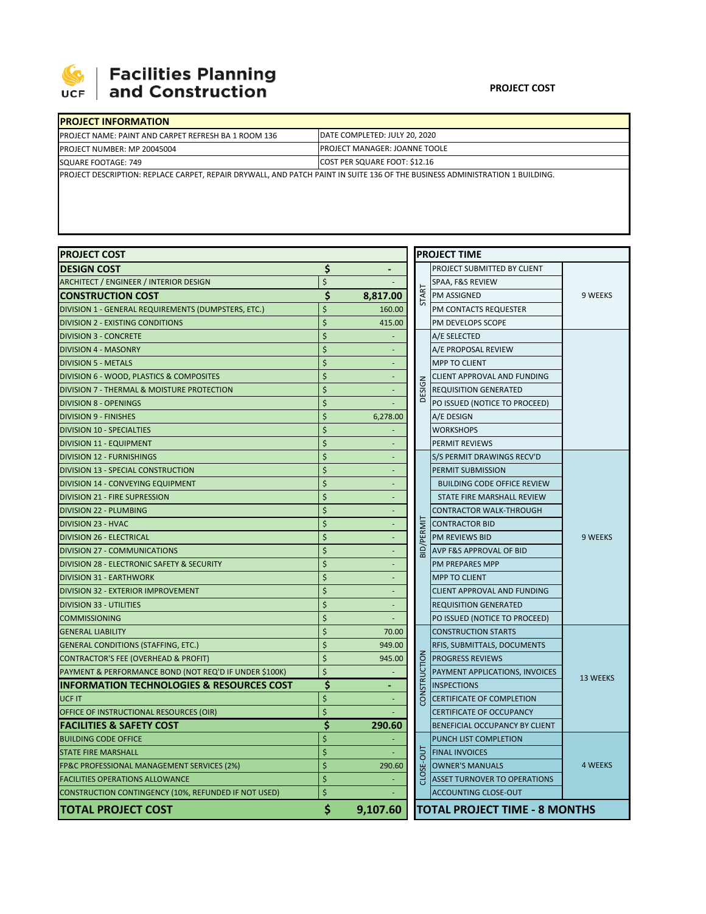# Facilities Planning and Construction

**PROJECT COST**

| PROJECT INFORMATION | |
|---|---|
| PROJECT NAME: PAINT AND CARPET REFRESH BA 1 ROOM 136 | DATE COMPLETED: JULY 20, 2020 |
| PROJECT NUMBER: MP 20045004 | PROJECT MANAGER: JOANNE TOOLE |
| SQUARE FOOTAGE: 749 | COST PER SQUARE FOOT: $12.16 |
| PROJECT DESCRIPTION: REPLACE CARPET, REPAIR DRYWALL, AND PATCH PAINT IN SUITE 136 OF THE BUSINESS ADMINISTRATION 1 BUILDING. | |

| PROJECT COST | | |
|---|---|---|
| **DESIGN COST** | **$** | **-** |
| ARCHITECT / ENGINEER / INTERIOR DESIGN | $ | - |
| **CONSTRUCTION COST** | **$** | **8,817.00** |
| DIVISION 1 - GENERAL REQUIREMENTS (DUMPSTERS, ETC.) | $ | 160.00 |
| DIVISION 2 - EXISTING CONDITIONS | $ | 415.00 |
| DIVISION 3 - CONCRETE | $ | - |
| DIVISION 4 - MASONRY | $ | - |
| DIVISION 5 - METALS | $ | - |
| DIVISION 6 - WOOD, PLASTICS & COMPOSITES | $ | - |
| DIVISION 7 - THERMAL & MOISTURE PROTECTION | $ | - |
| DIVISION 8 - OPENINGS | $ | - |
| DIVISION 9 - FINISHES | $ | 6,278.00 |
| DIVISION 10 - SPECIALTIES | $ | - |
| DIVISION 11 - EQUIPMENT | $ | - |
| DIVISION 12 - FURNISHINGS | $ | - |
| DIVISION 13 - SPECIAL CONSTRUCTION | $ | - |
| DIVISION 14 - CONVEYING EQUIPMENT | $ | - |
| DIVISION 21 - FIRE SUPRESSION | $ | - |
| DIVISION 22 - PLUMBING | $ | - |
| DIVISION 23 - HVAC | $ | - |
| DIVISION 26 - ELECTRICAL | $ | - |
| DIVISION 27 - COMMUNICATIONS | $ | - |
| DIVISION 28 - ELECTRONIC SAFETY & SECURITY | $ | - |
| DIVISION 31 - EARTHWORK | $ | - |
| DIVISION 32 - EXTERIOR IMPROVEMENT | $ | - |
| DIVISION 33 - UTILITIES | $ | - |
| COMMISSIONING | $ | - |
| GENERAL LIABILITY | $ | 70.00 |
| GENERAL CONDITIONS (STAFFING, ETC.) | $ | 949.00 |
| CONTRACTOR'S FEE (OVERHEAD & PROFIT) | $ | 945.00 |
| PAYMENT & PERFORMANCE BOND (NOT REQ'D IF UNDER $100K) | $ | - |
| **INFORMATION TECHNOLOGIES & RESOURCES COST** | **$** | **-** |
| UCF IT | $ | - |
| OFFICE OF INSTRUCTIONAL RESOURCES (OIR) | $ | - |
| **FACILITIES & SAFETY COST** | **$** | **290.60** |
| BUILDING CODE OFFICE | $ | - |
| STATE FIRE MARSHALL | $ | - |
| FP&C PROFESSIONAL MANAGEMENT SERVICES (2%) | $ | 290.60 |
| FACILITIES OPERATIONS ALLOWANCE | $ | - |
| CONSTRUCTION CONTINGENCY (10%, REFUNDED IF NOT USED) | $ | - |
| **TOTAL PROJECT COST** | **$** | **9,107.60** |

| PROJECT TIME | | |
|---|---|---|
| START | PROJECT SUBMITTED BY CLIENT | 9 WEEKS |
| | SPAA, F&S REVIEW | |
| | PM ASSIGNED | |
| | PM CONTACTS REQUESTER | |
| | PM DEVELOPS SCOPE | |
| DESIGN | A/E SELECTED | |
| | A/E PROPOSAL REVIEW | |
| | MPP TO CLIENT | |
| | CLIENT APPROVAL AND FUNDING | |
| | REQUISITION GENERATED | |
| | PO ISSUED (NOTICE TO PROCEED) | |
| | A/E DESIGN | |
| | WORKSHOPS | |
| | PERMIT REVIEWS | |
| BID/PERMIT | S/S PERMIT DRAWINGS RECV'D | 9 WEEKS |
| | PERMIT SUBMISSION | |
| | BUILDING CODE OFFICE REVIEW | |
| | STATE FIRE MARSHALL REVIEW | |
| | CONTRACTOR WALK-THROUGH | |
| | CONTRACTOR BID | |
| | PM REVIEWS BID | |
| | AVP F&S APPROVAL OF BID | |
| | PM PREPARES MPP | |
| | MPP TO CLIENT | |
| | CLIENT APPROVAL AND FUNDING | |
| | REQUISITION GENERATED | |
| | PO ISSUED (NOTICE TO PROCEED) | |
| CONSTRUCTION | CONSTRUCTION STARTS | 13 WEEKS |
| | RFIS, SUBMITTALS, DOCUMENTS | |
| | PROGRESS REVIEWS | |
| | PAYMENT APPLICATIONS, INVOICES | |
| | INSPECTIONS | |
| | CERTIFICATE OF COMPLETION | |
| | CERTIFICATE OF OCCUPANCY | |
| | BENEFICIAL OCCUPANCY BY CLIENT | |
| CLOSE-OUT | PUNCH LIST COMPLETION | 4 WEEKS |
| | FINAL INVOICES | |
| | OWNER'S MANUALS | |
| | ASSET TURNOVER TO OPERATIONS | |
| | ACCOUNTING CLOSE-OUT | |
| **TOTAL PROJECT TIME - 8 MONTHS** | | |